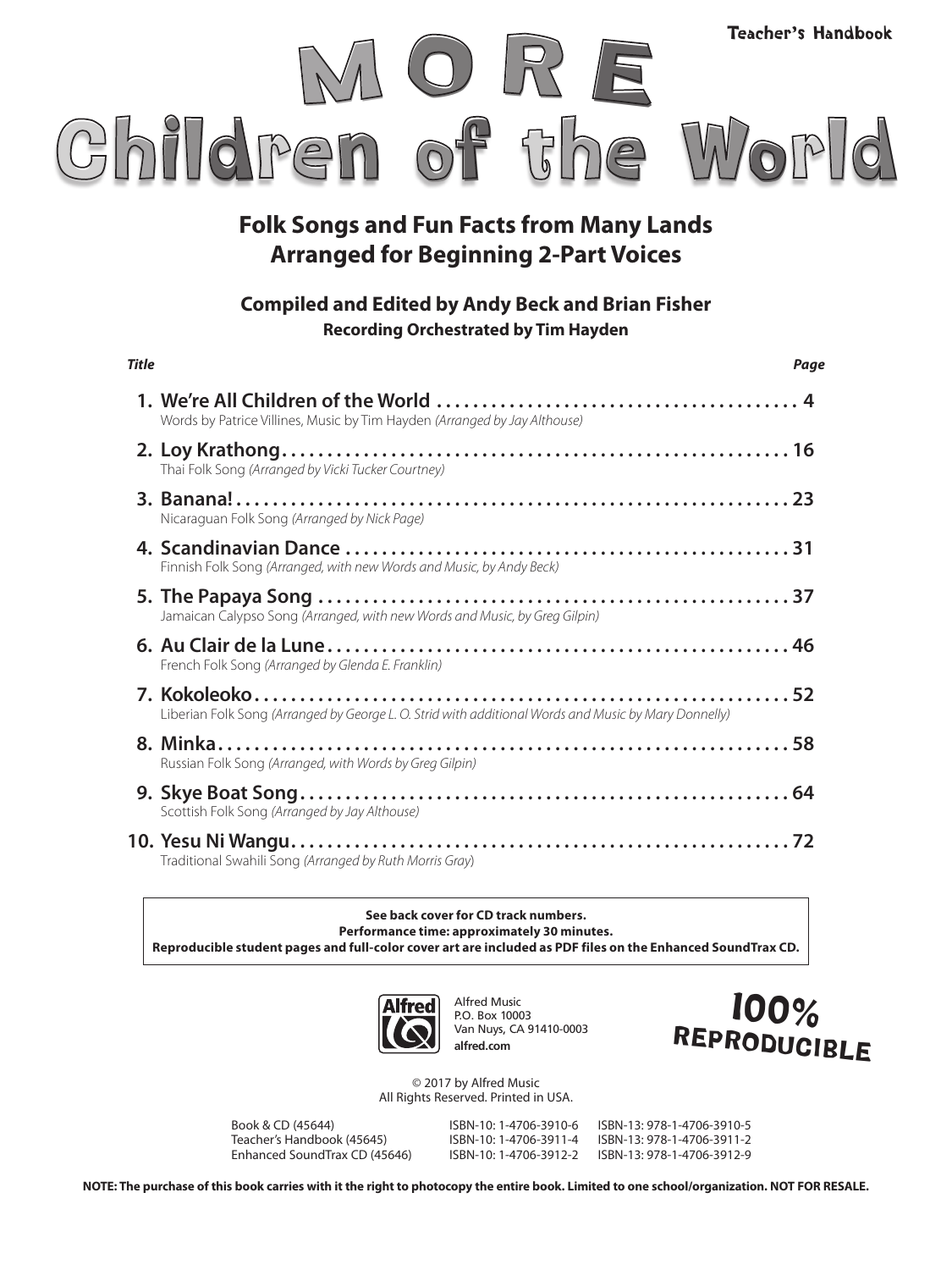Teacher's Handbook

# MORE Children of the World

## Folk Songs and Fun Facts from Many Lands
## Arranged for Beginning 2-Part Voices

**Compiled and Edited by Andy Beck and Brian Fisher**

**Recording Orchestrated by Tim Hayden**

| *Title* | *Page* |
|---|---|
| **1. We're All Children of the World**<br>Words by Patrice Villines, Music by Tim Hayden *(Arranged by Jay Althouse)* | **4** |
| **2. Loy Krathong**<br>Thai Folk Song *(Arranged by Vicki Tucker Courtney)* | **16** |
| **3. Banana!**<br>Nicaraguan Folk Song *(Arranged by Nick Page)* | **23** |
| **4. Scandinavian Dance**<br>Finnish Folk Song *(Arranged, with new Words and Music, by Andy Beck)* | **31** |
| **5. The Papaya Song**<br>Jamaican Calypso Song *(Arranged, with new Words and Music, by Greg Gilpin)* | **37** |
| **6. Au Clair de la Lune**<br>French Folk Song *(Arranged by Glenda E. Franklin)* | **46** |
| **7. Kokoleoko**<br>Liberian Folk Song *(Arranged by George L. O. Strid with additional Words and Music by Mary Donnelly)* | **52** |
| **8. Minka**<br>Russian Folk Song *(Arranged, with Words by Greg Gilpin)* | **58** |
| **9. Skye Boat Song**<br>Scottish Folk Song *(Arranged by Jay Althouse)* | **64** |
| **10. Yesu Ni Wangu**<br>Traditional Swahili Song *(Arranged by Ruth Morris Gray)* | **72** |

**See back cover for CD track numbers.**
**Performance time: approximately 30 minutes.**
**Reproducible student pages and full-color cover art are included as PDF files on the Enhanced SoundTrax CD.**

Alfred Music
P.O. Box 10003
Van Nuys, CA 91410-0003
**alfred.com**

**100% REPRODUCIBLE**

© 2017 by Alfred Music
All Rights Reserved. Printed in USA.

| | | |
|---|---|---|
| Book & CD (45644) | ISBN-10: 1-4706-3910-6 | ISBN-13: 978-1-4706-3910-5 |
| Teacher's Handbook (45645) | ISBN-10: 1-4706-3911-4 | ISBN-13: 978-1-4706-3911-2 |
| Enhanced SoundTrax CD (45646) | ISBN-10: 1-4706-3912-2 | ISBN-13: 978-1-4706-3912-9 |

**NOTE: The purchase of this book carries with it the right to photocopy the entire book. Limited to one school/organization. NOT FOR RESALE.**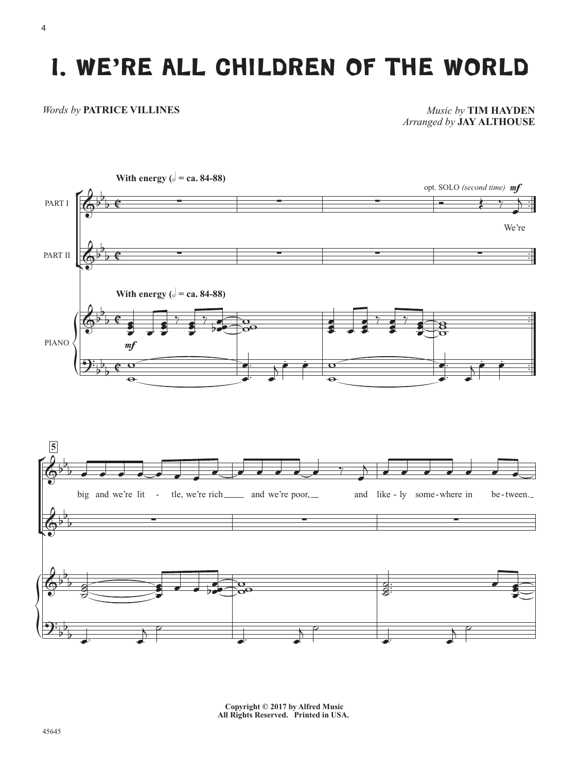# 1. WE'RE ALL CHILDREN OF THE WORLD

*Words by* **PATRICE VILLINES**

*Music by* **TIM HAYDEN**
*Arranged by* **JAY ALTHOUSE**

**With energy** (𝅗𝅥 = ca. 84-88)

PART I

PART II

PIANO

opt. SOLO *(second time)* *mf*

We're

*mf*

5

big and we're lit - tle, we're rich and we're poor, and like - ly some - where in be - tween.

Copyright © 2017 by Alfred Music
All Rights Reserved. Printed in USA.

45645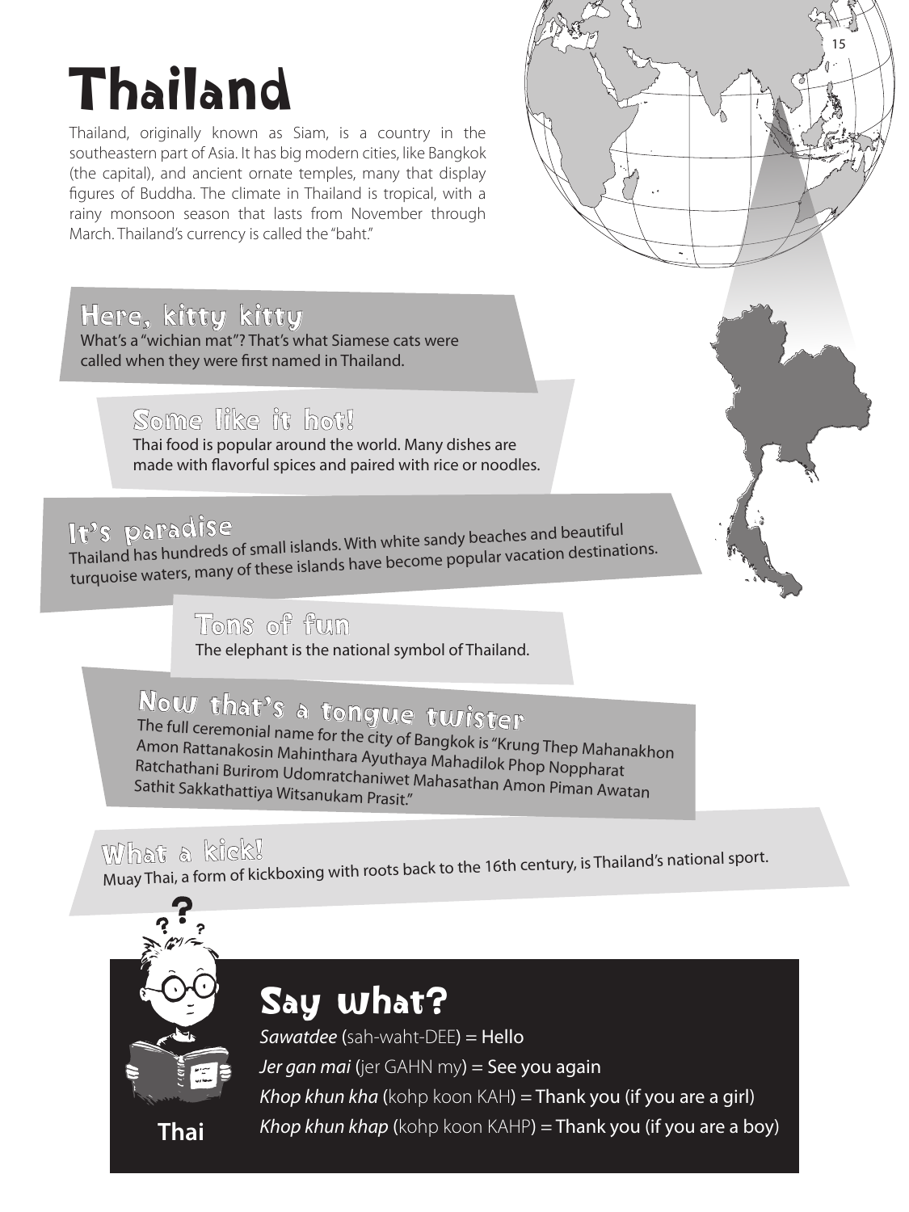# Thailand

Thailand, originally known as Siam, is a country in the southeastern part of Asia. It has big modern cities, like Bangkok (the capital), and ancient ornate temples, many that display figures of Buddha. The climate in Thailand is tropical, with a rainy monsoon season that lasts from November through March. Thailand's currency is called the "baht."

## Here, kitty kitty

What's a "wichian mat"? That's what Siamese cats were called when they were first named in Thailand.

## Some like it hot!

Thai food is popular around the world. Many dishes are made with flavorful spices and paired with rice or noodles.

## It's paradise

Thailand has hundreds of small islands. With white sandy beaches and beautiful turquoise waters, many of these islands have become popular vacation destinations.

## Tons of fun

The elephant is the national symbol of Thailand.

## Now that's a tongue twister

The full ceremonial name for the city of Bangkok is "Krung Thep Mahanakhon Amon Rattanakosin Mahinthara Ayuthaya Mahadilok Phop Noppharat Ratchathani Burirom Udomratchaniwet Mahasathan Amon Piman Awatan Sathit Sakkathattiya Witsanukam Prasit."

## What a kick!

Muay Thai, a form of kickboxing with roots back to the 16th century, is Thailand's national sport.

## Say what?

**Thai**

*Sawatdee* (sah-waht-DEE) = Hello

*Jer gan mai* (jer GAHN my) = See you again

*Khop khun kha* (kohp koon KAH) = Thank you (if you are a girl)

*Khop khun khap* (kohp koon KAHP) = Thank you (if you are a boy)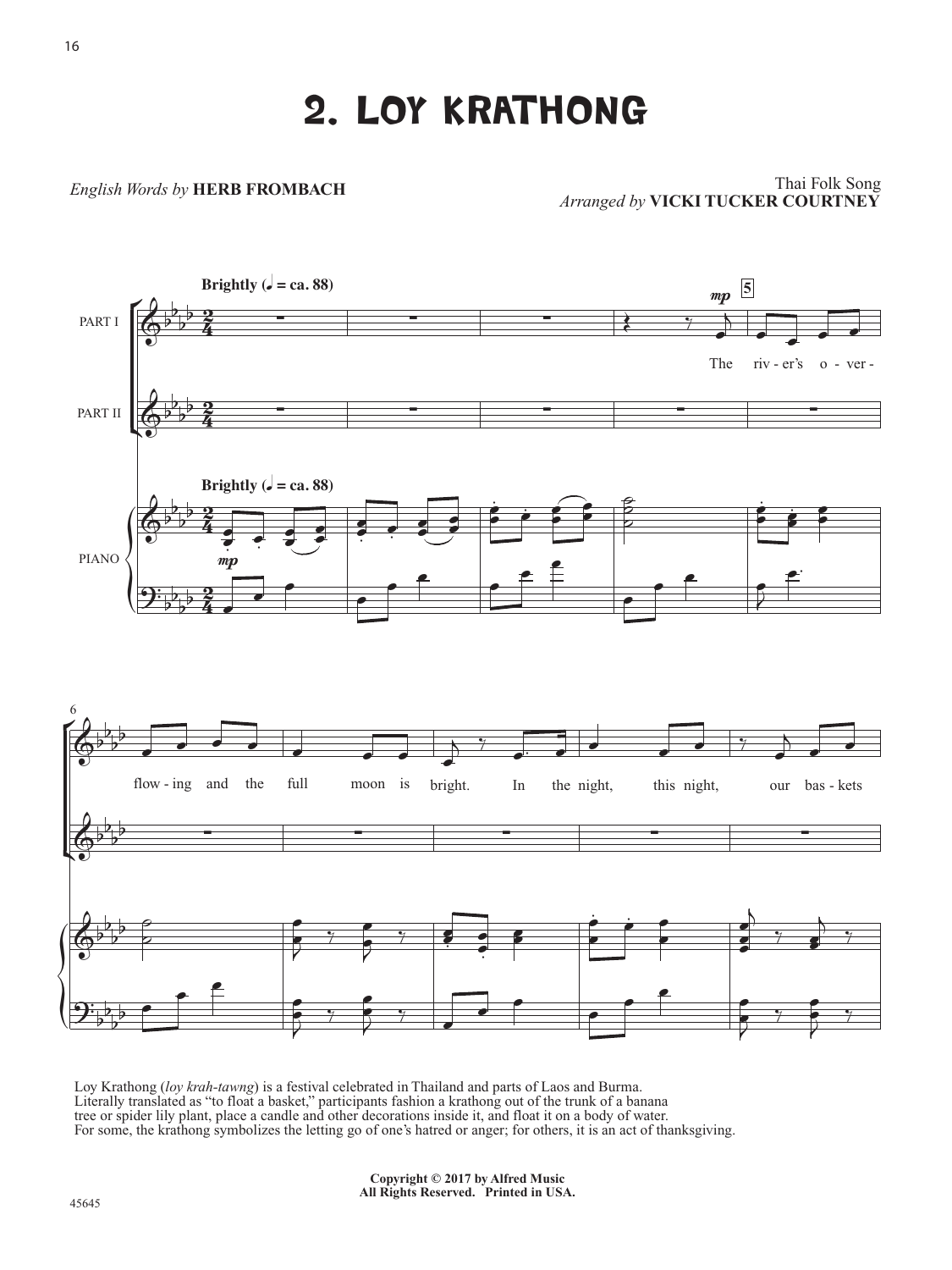# 2. LOY KRATHONG

*English Words by* **HERB FROMBACH**

Thai Folk Song
*Arranged by* **VICKI TUCKER COURTNEY**

Loy Krathong (*loy krah-tawng*) is a festival celebrated in Thailand and parts of Laos and Burma. Literally translated as "to float a basket," participants fashion a krathong out of the trunk of a banana tree or spider lily plant, place a candle and other decorations inside it, and float it on a body of water. For some, the krathong symbolizes the letting go of one's hatred or anger; for others, it is an act of thanksgiving.

**Copyright © 2017 by Alfred Music**
**All Rights Reserved. Printed in USA.**